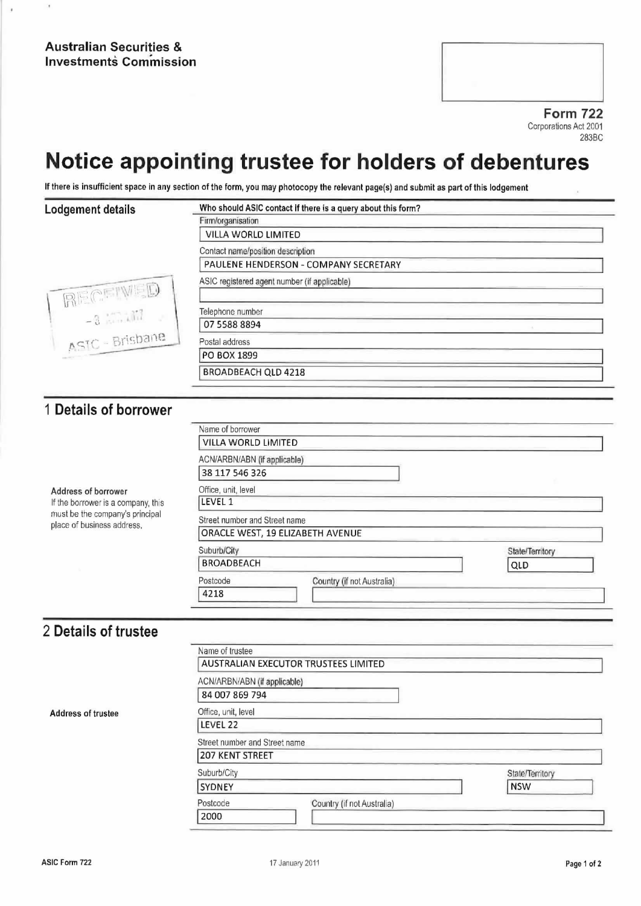**Australian Securities & Investments Commission**

**Form 722**
Corporations Act 2001
283BC

# Notice appointing trustee for holders of debentures

**If there is insufficient space in any section of the form, you may photocopy the relevant page(s) and submit as part of this lodgement**

## Lodgement details

**Who should ASIC contact if there is a query about this form?**

Firm/organisation
VILLA WORLD LIMITED

Contact name/position description
PAULENE HENDERSON - COMPANY SECRETARY

ASIC registered agent number (if applicable)

Telephone number
07 5588 8894

Postal address
PO BOX 1899
BROADBEACH QLD 4218

RECEIVED
ASIC - Brisbane

## 1 Details of borrower

Name of borrower
VILLA WORLD LIMITED

ACN/ARBN/ABN (if applicable)
38 117 546 326

**Address of borrower**
If the borrower is a company, this must be the company's principal place of business address.

Office, unit, level
LEVEL 1

Street number and Street name
ORACLE WEST, 19 ELIZABETH AVENUE

Suburb/City
BROADBEACH

State/Territory
QLD

Postcode
4218

Country (if not Australia)

## 2 Details of trustee

Name of trustee
AUSTRALIAN EXECUTOR TRUSTEES LIMITED

ACN/ARBN/ABN (if applicable)
84 007 869 794

**Address of trustee**

Office, unit, level
LEVEL 22

Street number and Street name
207 KENT STREET

Suburb/City
SYDNEY

State/Territory
NSW

Postcode
2000

Country (if not Australia)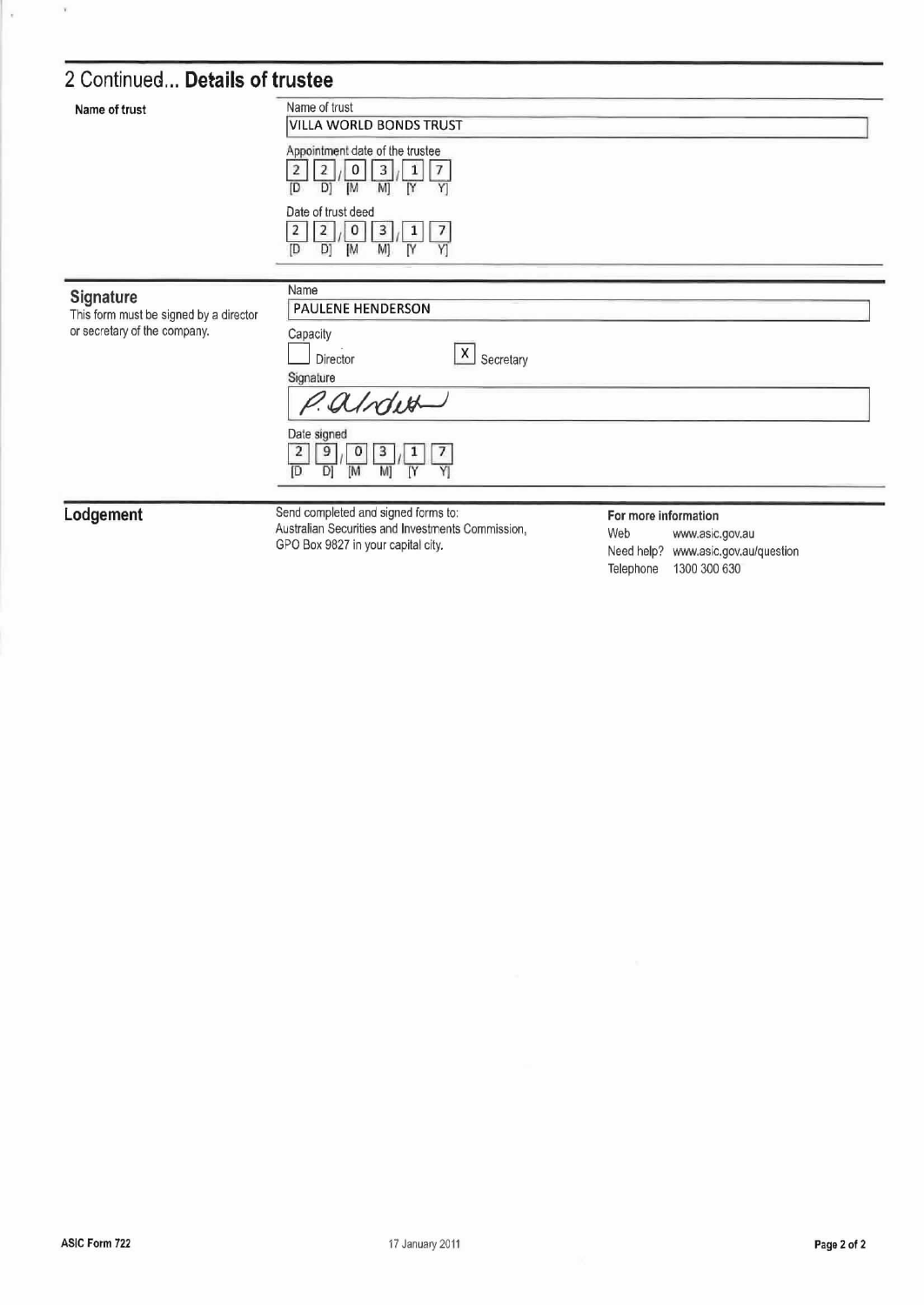## 2 Continued... Details of trustee

**Name of trust**

Name of trust

VILLA WORLD BONDS TRUST

Appointment date of the trustee

22/03/17

[D D] [M M] [Y Y]

Date of trust deed

22/03/17

[D D] [M M] [Y Y]

## Signature

This form must be signed by a director or secretary of the company.

Name

PAULENE HENDERSON

Capacity

☐ Director

☒ Secretary

Signature

P. Alrdett

Date signed

29/03/17

[D D] [M M] [Y Y]

## Lodgement

Send completed and signed forms to:
Australian Securities and Investments Commission,
GPO Box 9827 in your capital city.

**For more information**

Web www.asic.gov.au

Need help? www.asic.gov.au/question

Telephone 1300 300 630

ASIC Form 722 17 January 2011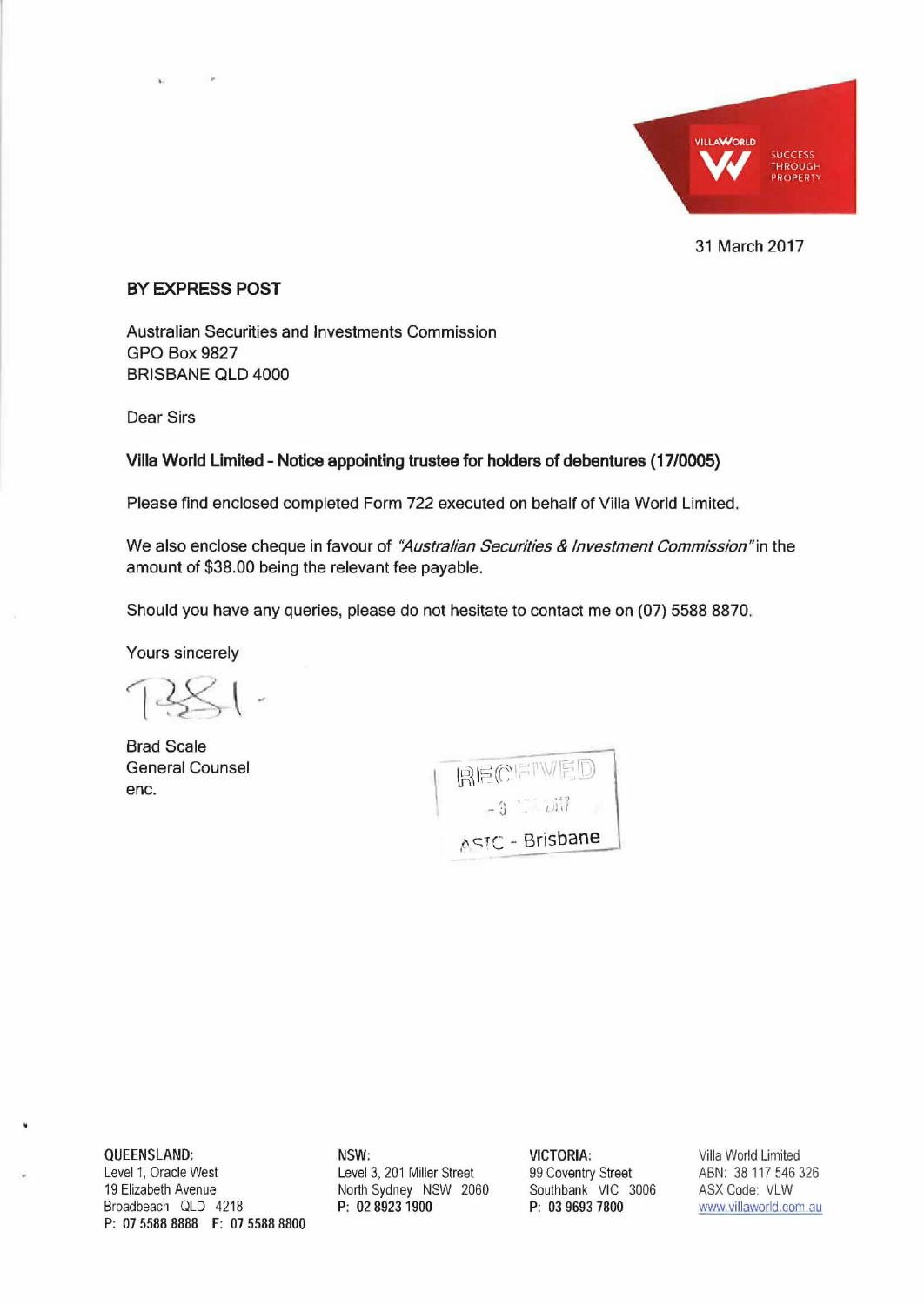VILLAWORLD

SUCCESS THROUGH PROPERTY

31 March 2017

**BY EXPRESS POST**

Australian Securities and Investments Commission
GPO Box 9827
BRISBANE QLD 4000

Dear Sirs

**Villa World Limited - Notice appointing trustee for holders of debentures (17/0005)**

Please find enclosed completed Form 722 executed on behalf of Villa World Limited.

We also enclose cheque in favour of *"Australian Securities & Investment Commission"* in the amount of $38.00 being the relevant fee payable.

Should you have any queries, please do not hesitate to contact me on (07) 5588 8870.

Yours sincerely

Brad Scale
General Counsel
enc.

RECEIVED
- 3 2017
ASIC - Brisbane

**QUEENSLAND:**
Level 1, Oracle West
19 Elizabeth Avenue
Broadbeach QLD 4218
P: 07 5588 8888 F: 07 5588 8800

**NSW:**
Level 3, 201 Miller Street
North Sydney NSW 2060
P: 02 8923 1900

**VICTORIA:**
99 Coventry Street
Southbank VIC 3006
P: 03 9693 7800

Villa World Limited
ABN: 38 117 546 326
ASX Code: VLW
www.villaworld.com.au